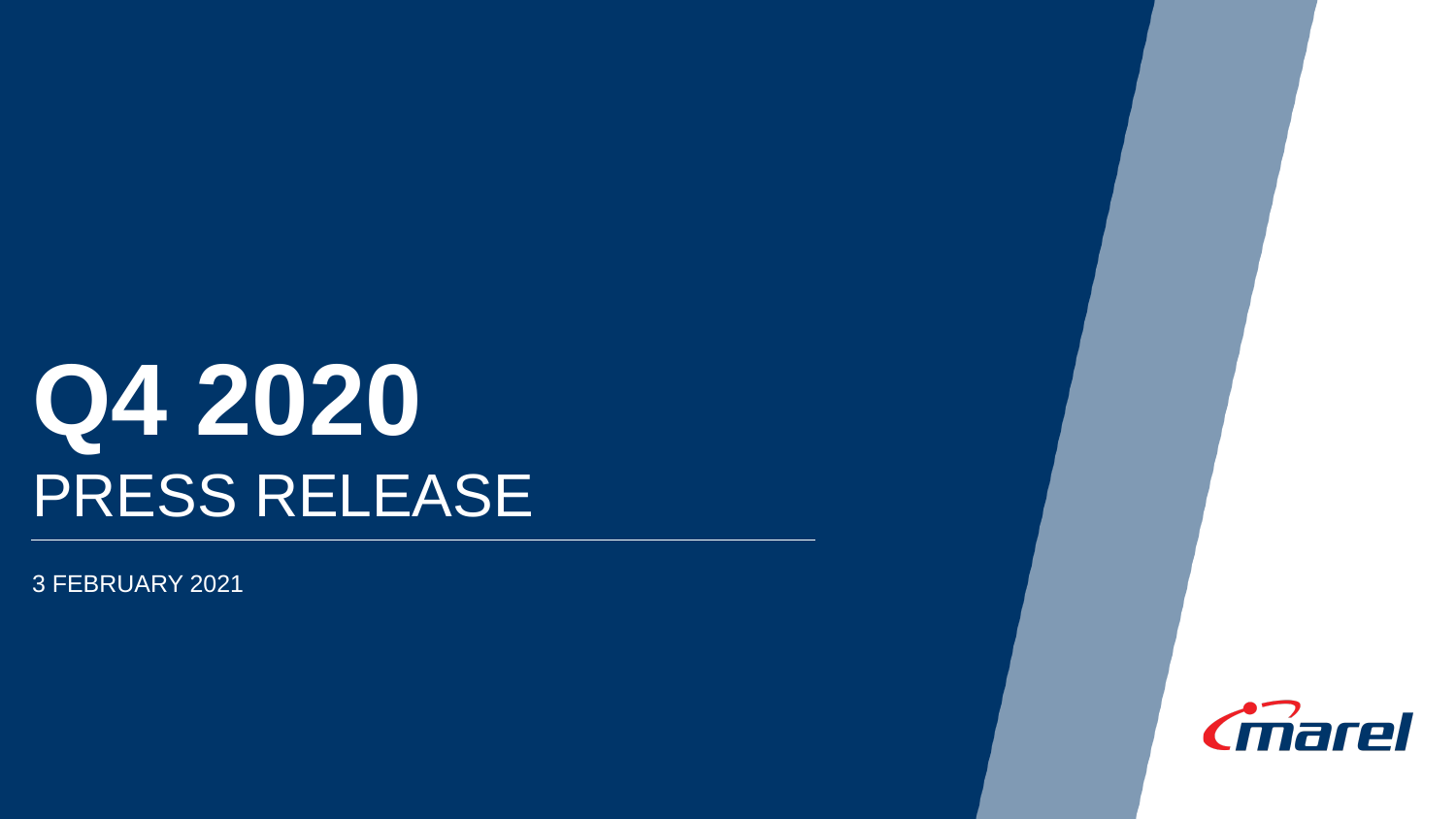# Q4 2020

## PRESS RELEASE

3 FEBRUARY 2021

marel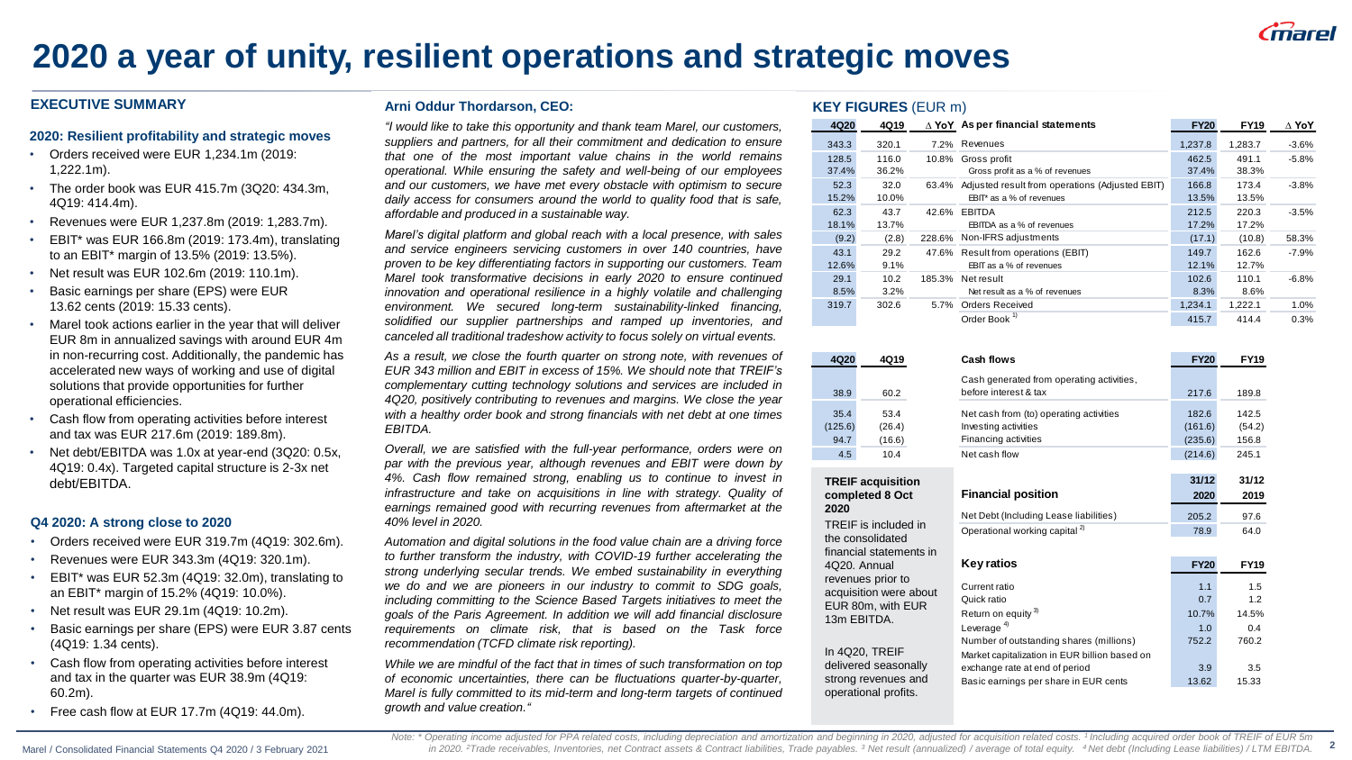# 2020 a year of unity, resilient operations and strategic moves

## EXECUTIVE SUMMARY

### 2020: Resilient profitability and strategic moves

- Orders received were EUR 1,234.1m (2019: 1,222.1m).
- The order book was EUR 415.7m (3Q20: 434.3m, 4Q19: 414.4m).
- Revenues were EUR 1,237.8m (2019: 1,283.7m).
- EBIT* was EUR 166.8m (2019: 173.4m), translating to an EBIT* margin of 13.5% (2019: 13.5%).
- Net result was EUR 102.6m (2019: 110.1m).
- Basic earnings per share (EPS) were EUR 13.62 cents (2019: 15.33 cents).
- Marel took actions earlier in the year that will deliver EUR 8m in annualized savings with around EUR 4m in non-recurring cost. Additionally, the pandemic has accelerated new ways of working and use of digital solutions that provide opportunities for further operational efficiencies.
- Cash flow from operating activities before interest and tax was EUR 217.6m (2019: 189.8m).
- Net debt/EBITDA was 1.0x at year-end (3Q20: 0.5x, 4Q19: 0.4x). Targeted capital structure is 2-3x net debt/EBITDA.

### Q4 2020: A strong close to 2020

- Orders received were EUR 319.7m (4Q19: 302.6m).
- Revenues were EUR 343.3m (4Q19: 320.1m).
- EBIT* was EUR 52.3m (4Q19: 32.0m), translating to an EBIT* margin of 15.2% (4Q19: 10.0%).
- Net result was EUR 29.1m (4Q19: 10.2m).
- Basic earnings per share (EPS) were EUR 3.87 cents (4Q19: 1.34 cents).
- Cash flow from operating activities before interest and tax in the quarter was EUR 38.9m (4Q19: 60.2m).
- Free cash flow at EUR 17.7m (4Q19: 44.0m).

## Arni Oddur Thordarson, CEO:

*"I would like to take this opportunity and thank team Marel, our customers, suppliers and partners, for all their commitment and dedication to ensure that one of the most important value chains in the world remains operational. While ensuring the safety and well-being of our employees and our customers, we have met every obstacle with optimism to secure daily access for consumers around the world to quality food that is safe, affordable and produced in a sustainable way.*

*Marel's digital platform and global reach with a local presence, with sales and service engineers servicing customers in over 140 countries, have proven to be key differentiating factors in supporting our customers. Team Marel took transformative decisions in early 2020 to ensure continued innovation and operational resilience in a highly volatile and challenging environment. We secured long-term sustainability-linked financing, solidified our supplier partnerships and ramped up inventories, and canceled all traditional tradeshow activity to focus solely on virtual events.*

*As a result, we close the fourth quarter on strong note, with revenues of EUR 343 million and EBIT in excess of 15%. We should note that TREIF's complementary cutting technology solutions and services are included in 4Q20, positively contributing to revenues and margins. We close the year with a healthy order book and strong financials with net debt at one times EBITDA.*

*Overall, we are satisfied with the full-year performance, orders were on par with the previous year, although revenues and EBIT were down by 4%. Cash flow remained strong, enabling us to continue to invest in infrastructure and take on acquisitions in line with strategy. Quality of earnings remained good with recurring revenues from aftermarket at the 40% level in 2020.*

*Automation and digital solutions in the food value chain are a driving force to further transform the industry, with COVID-19 further accelerating the strong underlying secular trends. We embed sustainability in everything we do and we are pioneers in our industry to commit to SDG goals, including committing to the Science Based Targets initiatives to meet the goals of the Paris Agreement. In addition we will add financial disclosure requirements on climate risk, that is based on the Task force recommendation (TCFD climate risk reporting).*

*While we are mindful of the fact that in times of such transformation on top of economic uncertainties, there can be fluctuations quarter-by-quarter, Marel is fully committed to its mid-term and long-term targets of continued growth and value creation."*

## KEY FIGURES (EUR m)

| 4Q20 | 4Q19 | Δ YoY | As per financial statements | FY20 | FY19 | Δ YoY |
|---|---|---|---|---|---|---|
| 343.3 | 320.1 | 7.2% | Revenues | 1,237.8 | 1,283.7 | -3.6% |
| 128.5 | 116.0 | 10.8% | Gross profit | 462.5 | 491.1 | -5.8% |
| 37.4% | 36.2% | | Gross profit as a % of revenues | 37.4% | 38.3% | |
| 52.3 | 32.0 | 63.4% | Adjusted result from operations (Adjusted EBIT) | 166.8 | 173.4 | -3.8% |
| 15.2% | 10.0% | | EBIT* as a % of revenues | 13.5% | 13.5% | |
| 62.3 | 43.7 | 42.6% | EBITDA | 212.5 | 220.3 | -3.5% |
| 18.1% | 13.7% | | EBITDA as a % of revenues | 17.2% | 17.2% | |
| (9.2) | (2.8) | 228.6% | Non-IFRS adjustments | (17.1) | (10.8) | 58.3% |
| 43.1 | 29.2 | 47.6% | Result from operations (EBIT) | 149.7 | 162.6 | -7.9% |
| 12.6% | 9.1% | | EBIT as a % of revenues | 12.1% | 12.7% | |
| 29.1 | 10.2 | 185.3% | Net result | 102.6 | 110.1 | -6.8% |
| 8.5% | 3.2% | | Net result as a % of revenues | 8.3% | 8.6% | |
| 319.7 | 302.6 | 5.7% | Orders Received | 1,234.1 | 1,222.1 | 1.0% |
| | | | Order Book [1] | 415.7 | 414.4 | 0.3% |

| 4Q20 | 4Q19 | Cash flows | FY20 | FY19 |
|---|---|---|---|---|
| 38.9 | 60.2 | Cash generated from operating activities, before interest & tax | 217.6 | 189.8 |
| 35.4 | 53.4 | Net cash from (to) operating activities | 182.6 | 142.5 |
| (125.6) | (26.4) | Investing activities | (161.6) | (54.2) |
| 94.7 | (16.6) | Financing activities | (235.6) | 156.8 |
| 4.5 | 10.4 | Net cash flow | (214.6) | 245.1 |

**TREIF acquisition completed 8 Oct 2020**

TREIF is included in the consolidated financial statements in 4Q20. Annual revenues prior to acquisition were about EUR 80m, with EUR 13m EBITDA.

In 4Q20, TREIF delivered seasonally strong revenues and operational profits.

| Financial position | 31/12 2020 | 31/12 2019 |
|---|---|---|
| Net Debt (Including Lease liabilities) | 205.2 | 97.6 |
| Operational working capital [2] | 78.9 | 64.0 |

| Key ratios | FY20 | FY19 |
|---|---|---|
| Current ratio | 1.1 | 1.5 |
| Quick ratio | 0.7 | 1.2 |
| Return on equity [3] | 10.7% | 14.5% |
| Leverage [4] | 1.0 | 0.4 |
| Number of outstanding shares (millions) | 752.2 | 760.2 |
| Market capitalization in EUR billion based on exchange rate at end of period | 3.9 | 3.5 |
| Basic earnings per share in EUR cents | 13.62 | 15.33 |

Note: * Operating income adjusted for PPA related costs, including depreciation and amortization and beginning in 2020, adjusted for acquisition related costs. [1] Including acquired order book of TREIF of EUR 5m in 2020. [2] Trade receivables, Inventories, net Contract assets & Contract liabilities, Trade payables. [3] Net result (annualized) / average of total equity. [4] Net debt (Including Lease liabilities) / LTM EBITDA.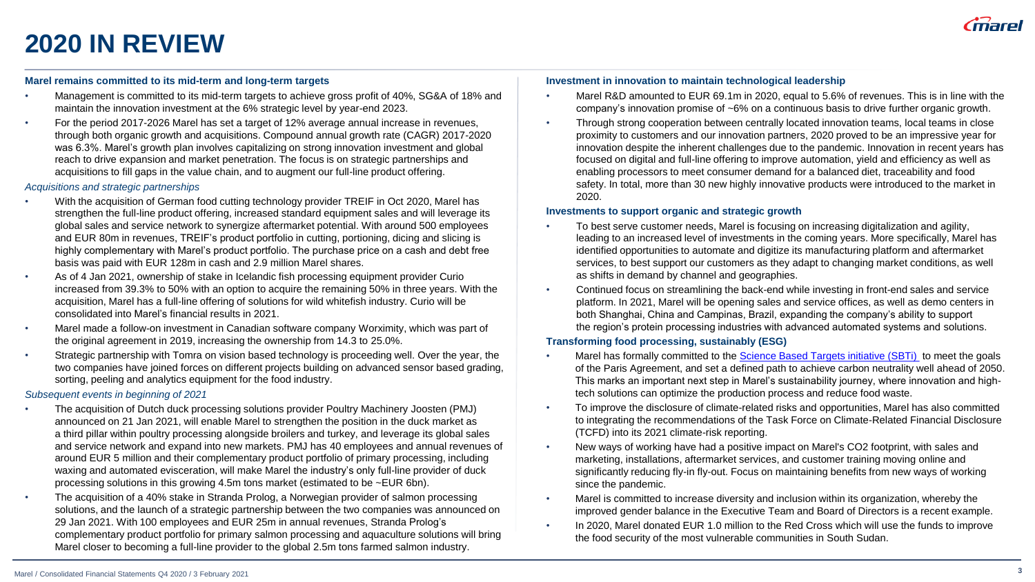# 2020 IN REVIEW

### Marel remains committed to its mid-term and long-term targets

- Management is committed to its mid-term targets to achieve gross profit of 40%, SG&A of 18% and maintain the innovation investment at the 6% strategic level by year-end 2023.
- For the period 2017-2026 Marel has set a target of 12% average annual increase in revenues, through both organic growth and acquisitions. Compound annual growth rate (CAGR) 2017-2020 was 6.3%. Marel's growth plan involves capitalizing on strong innovation investment and global reach to drive expansion and market penetration. The focus is on strategic partnerships and acquisitions to fill gaps in the value chain, and to augment our full-line product offering.

*Acquisitions and strategic partnerships*

- With the acquisition of German food cutting technology provider TREIF in Oct 2020, Marel has strengthen the full-line product offering, increased standard equipment sales and will leverage its global sales and service network to synergize aftermarket potential. With around 500 employees and EUR 80m in revenues, TREIF's product portfolio in cutting, portioning, dicing and slicing is highly complementary with Marel's product portfolio. The purchase price on a cash and debt free basis was paid with EUR 128m in cash and 2.9 million Marel shares.
- As of 4 Jan 2021, ownership of stake in Icelandic fish processing equipment provider Curio increased from 39.3% to 50% with an option to acquire the remaining 50% in three years. With the acquisition, Marel has a full-line offering of solutions for wild whitefish industry. Curio will be consolidated into Marel's financial results in 2021.
- Marel made a follow-on investment in Canadian software company Worximity, which was part of the original agreement in 2019, increasing the ownership from 14.3 to 25.0%.
- Strategic partnership with Tomra on vision based technology is proceeding well. Over the year, the two companies have joined forces on different projects building on advanced sensor based grading, sorting, peeling and analytics equipment for the food industry.

*Subsequent events in beginning of 2021*

- The acquisition of Dutch duck processing solutions provider Poultry Machinery Joosten (PMJ) announced on 21 Jan 2021, will enable Marel to strengthen the position in the duck market as a third pillar within poultry processing alongside broilers and turkey, and leverage its global sales and service network and expand into new markets. PMJ has 40 employees and annual revenues of around EUR 5 million and their complementary product portfolio of primary processing, including waxing and automated evisceration, will make Marel the industry's only full-line provider of duck processing solutions in this growing 4.5m tons market (estimated to be ~EUR 6bn).
- The acquisition of a 40% stake in Stranda Prolog, a Norwegian provider of salmon processing solutions, and the launch of a strategic partnership between the two companies was announced on 29 Jan 2021. With 100 employees and EUR 25m in annual revenues, Stranda Prolog's complementary product portfolio for primary salmon processing and aquaculture solutions will bring Marel closer to becoming a full-line provider to the global 2.5m tons farmed salmon industry.

### Investment in innovation to maintain technological leadership

- Marel R&D amounted to EUR 69.1m in 2020, equal to 5.6% of revenues. This is in line with the company's innovation promise of ~6% on a continuous basis to drive further organic growth.
- Through strong cooperation between centrally located innovation teams, local teams in close proximity to customers and our innovation partners, 2020 proved to be an impressive year for innovation despite the inherent challenges due to the pandemic. Innovation in recent years has focused on digital and full-line offering to improve automation, yield and efficiency as well as enabling processors to meet consumer demand for a balanced diet, traceability and food safety. In total, more than 30 new highly innovative products were introduced to the market in 2020.

### Investments to support organic and strategic growth

- To best serve customer needs, Marel is focusing on increasing digitalization and agility, leading to an increased level of investments in the coming years. More specifically, Marel has identified opportunities to automate and digitize its manufacturing platform and aftermarket services, to best support our customers as they adapt to changing market conditions, as well as shifts in demand by channel and geographies.
- Continued focus on streamlining the back-end while investing in front-end sales and service platform. In 2021, Marel will be opening sales and service offices, as well as demo centers in both Shanghai, China and Campinas, Brazil, expanding the company's ability to support the region's protein processing industries with advanced automated systems and solutions.

### Transforming food processing, sustainably (ESG)

- Marel has formally committed to the Science Based Targets initiative (SBTi) to meet the goals of the Paris Agreement, and set a defined path to achieve carbon neutrality well ahead of 2050. This marks an important next step in Marel's sustainability journey, where innovation and high-tech solutions can optimize the production process and reduce food waste.
- To improve the disclosure of climate-related risks and opportunities, Marel has also committed to integrating the recommendations of the Task Force on Climate-Related Financial Disclosure (TCFD) into its 2021 climate-risk reporting.
- New ways of working have had a positive impact on Marel's $CO_2$ footprint, with sales and marketing, installations, aftermarket services, and customer training moving online and significantly reducing fly-in fly-out. Focus on maintaining benefits from new ways of working since the pandemic.
- Marel is committed to increase diversity and inclusion within its organization, whereby the improved gender balance in the Executive Team and Board of Directors is a recent example.
- In 2020, Marel donated EUR 1.0 million to the Red Cross which will use the funds to improve the food security of the most vulnerable communities in South Sudan.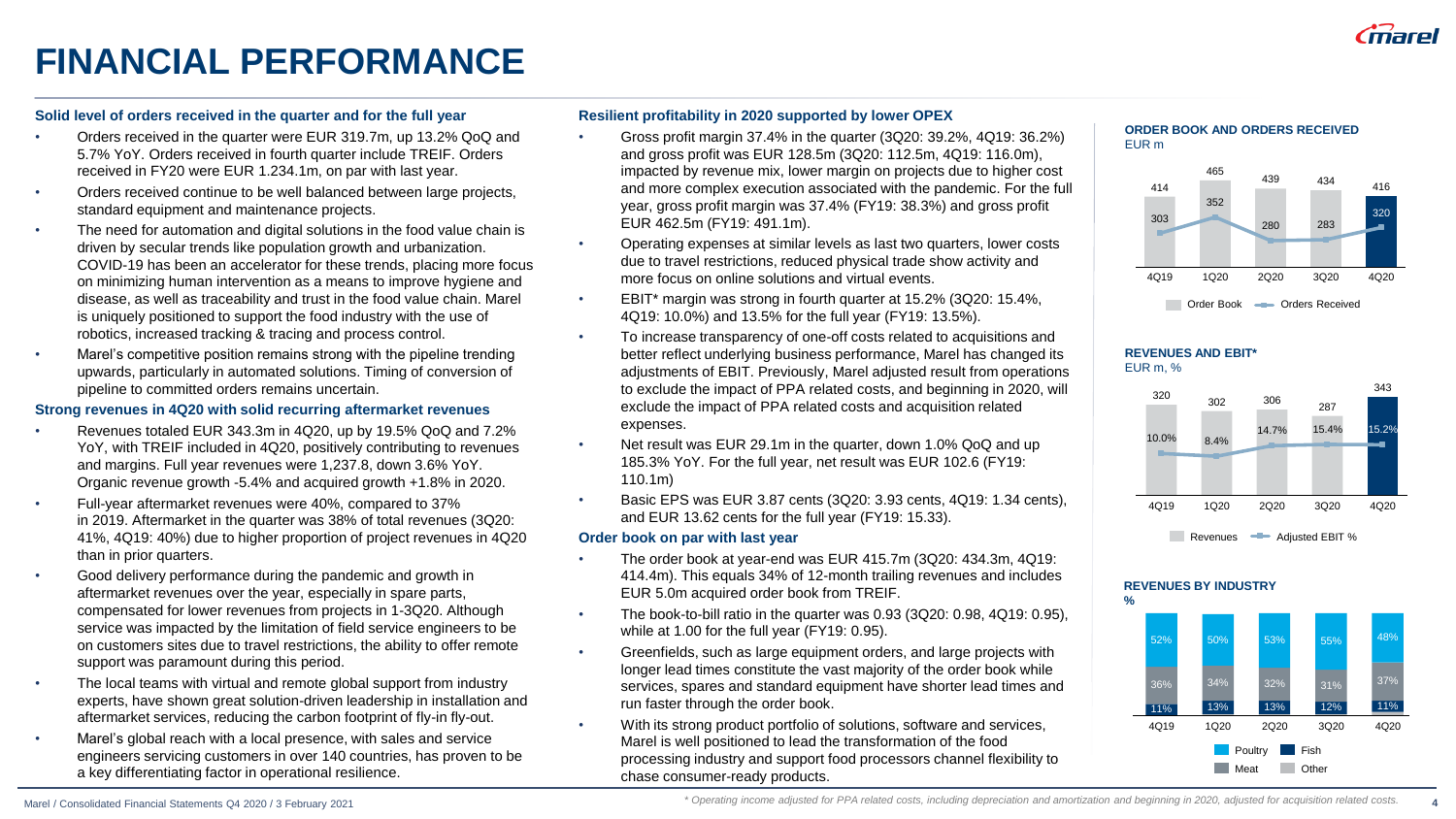# FINANCIAL PERFORMANCE

### Solid level of orders received in the quarter and for the full year

- Orders received in the quarter were EUR 319.7m, up 13.2% QoQ and 5.7% YoY. Orders received in fourth quarter include TREIF. Orders received in FY20 were EUR 1.234.1m, on par with last year.
- Orders received continue to be well balanced between large projects, standard equipment and maintenance projects.
- The need for automation and digital solutions in the food value chain is driven by secular trends like population growth and urbanization. COVID-19 has been an accelerator for these trends, placing more focus on minimizing human intervention as a means to improve hygiene and disease, as well as traceability and trust in the food value chain. Marel is uniquely positioned to support the food industry with the use of robotics, increased tracking & tracing and process control.
- Marel's competitive position remains strong with the pipeline trending upwards, particularly in automated solutions. Timing of conversion of pipeline to committed orders remains uncertain.

### Strong revenues in 4Q20 with solid recurring aftermarket revenues

- Revenues totaled EUR 343.3m in 4Q20, up by 19.5% QoQ and 7.2% YoY, with TREIF included in 4Q20, positively contributing to revenues and margins. Full year revenues were 1,237.8, down 3.6% YoY. Organic revenue growth -5.4% and acquired growth +1.8% in 2020.
- Full-year aftermarket revenues were 40%, compared to 37% in 2019. Aftermarket in the quarter was 38% of total revenues (3Q20: 41%, 4Q19: 40%) due to higher proportion of project revenues in 4Q20 than in prior quarters.
- Good delivery performance during the pandemic and growth in aftermarket revenues over the year, especially in spare parts, compensated for lower revenues from projects in 1-3Q20. Although service was impacted by the limitation of field service engineers to be on customers sites due to travel restrictions, the ability to offer remote support was paramount during this period.
- The local teams with virtual and remote global support from industry experts, have shown great solution-driven leadership in installation and aftermarket services, reducing the carbon footprint of fly-in fly-out.
- Marel's global reach with a local presence, with sales and service engineers servicing customers in over 140 countries, has proven to be a key differentiating factor in operational resilience.

### Resilient profitability in 2020 supported by lower OPEX

- Gross profit margin 37.4% in the quarter (3Q20: 39.2%, 4Q19: 36.2%) and gross profit was EUR 128.5m (3Q20: 112.5m, 4Q19: 116.0m), impacted by revenue mix, lower margin on projects due to higher cost and more complex execution associated with the pandemic. For the full year, gross profit margin was 37.4% (FY19: 38.3%) and gross profit EUR 462.5m (FY19: 491.1m).
- Operating expenses at similar levels as last two quarters, lower costs due to travel restrictions, reduced physical trade show activity and more focus on online solutions and virtual events.
- EBIT* margin was strong in fourth quarter at 15.2% (3Q20: 15.4%, 4Q19: 10.0%) and 13.5% for the full year (FY19: 13.5%).
- To increase transparency of one-off costs related to acquisitions and better reflect underlying business performance, Marel has changed its adjustments of EBIT. Previously, Marel adjusted result from operations to exclude the impact of PPA related costs, and beginning in 2020, will exclude the impact of PPA related costs and acquisition related expenses.
- Net result was EUR 29.1m in the quarter, down 1.0% QoQ and up 185.3% YoY. For the full year, net result was EUR 102.6 (FY19: 110.1m)
- Basic EPS was EUR 3.87 cents (3Q20: 3.93 cents, 4Q19: 1.34 cents), and EUR 13.62 cents for the full year (FY19: 15.33).

### Order book on par with last year

- The order book at year-end was EUR 415.7m (3Q20: 434.3m, 4Q19: 414.4m). This equals 34% of 12-month trailing revenues and includes EUR 5.0m acquired order book from TREIF.
- The book-to-bill ratio in the quarter was 0.93 (3Q20: 0.98, 4Q19: 0.95), while at 1.00 for the full year (FY19: 0.95).
- Greenfields, such as large equipment orders, and large projects with longer lead times constitute the vast majority of the order book while services, spares and standard equipment have shorter lead times and run faster through the order book.
- With its strong product portfolio of solutions, software and services, Marel is well positioned to lead the transformation of the food processing industry and support food processors channel flexibility to chase consumer-ready products.

**ORDER BOOK AND ORDERS RECEIVED**
EUR m

| | 4Q19 | 1Q20 | 2Q20 | 3Q20 | 4Q20 |
|---|---|---|---|---|---|
| Order Book | 414 | 465 | 439 | 434 | 416 |
| Orders Received | 303 | 352 | 280 | 283 | 320 |

**REVENUES AND EBIT***
EUR m, %

| | 4Q19 | 1Q20 | 2Q20 | 3Q20 | 4Q20 |
|---|---|---|---|---|---|
| Revenues | 320 | 302 | 306 | 287 | 343 |
| Adjusted EBIT % | 10.0% | 8.4% | 14.7% | 15.4% | 15.2% |

**REVENUES BY INDUSTRY**
%

| | 4Q19 | 1Q20 | 2Q20 | 3Q20 | 4Q20 |
|---|---|---|---|---|---|
| Poultry | 52% | 50% | 53% | 55% | 48% |
| Meat | 36% | 34% | 32% | 31% | 37% |
| Fish | 11% | 13% | 13% | 12% | 11% |

\* Operating income adjusted for PPA related costs, including depreciation and amortization and beginning in 2020, adjusted for acquisition related costs.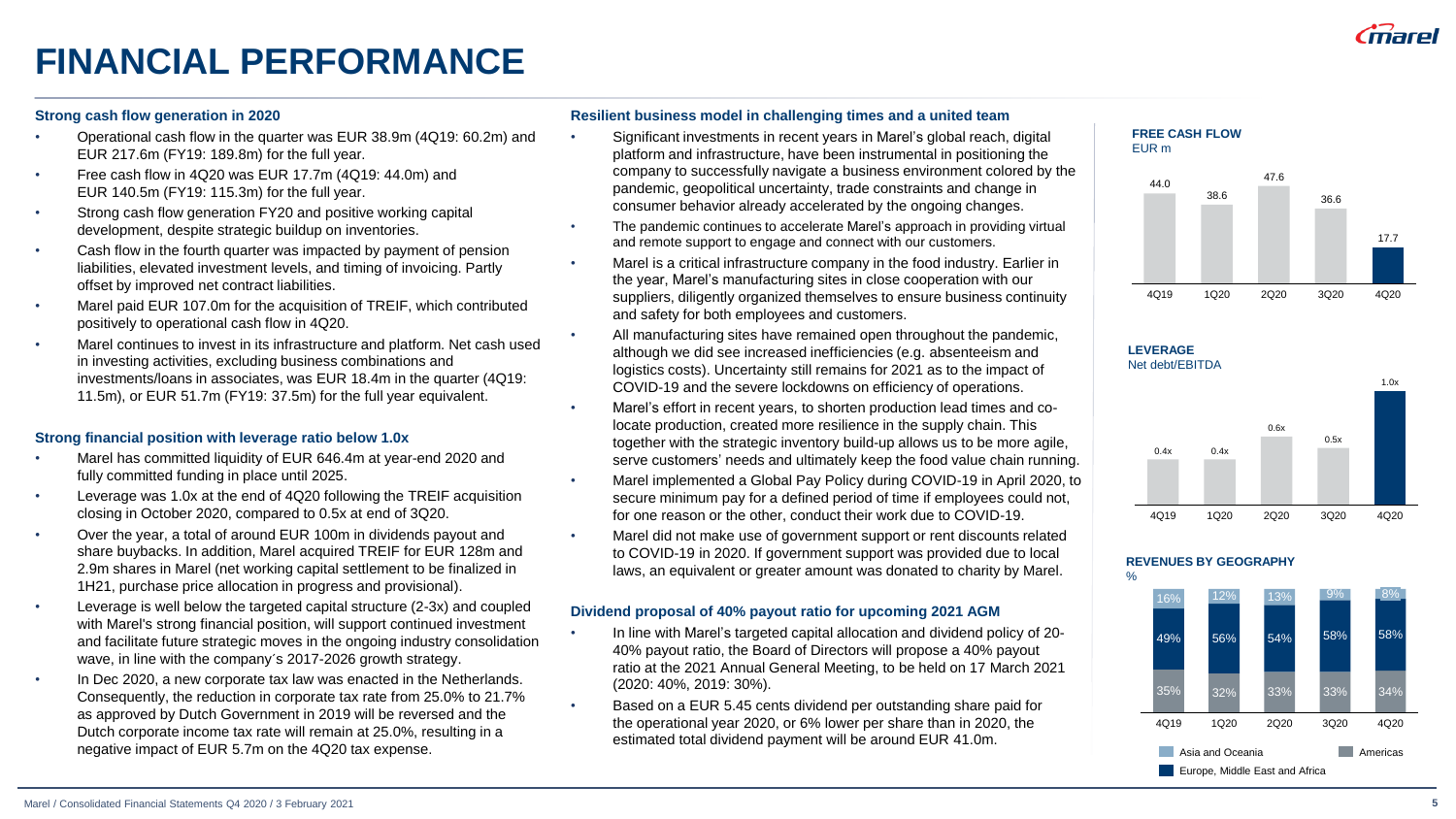# FINANCIAL PERFORMANCE

### Strong cash flow generation in 2020

- Operational cash flow in the quarter was EUR 38.9m (4Q19: 60.2m) and EUR 217.6m (FY19: 189.8m) for the full year.
- Free cash flow in 4Q20 was EUR 17.7m (4Q19: 44.0m) and EUR 140.5m (FY19: 115.3m) for the full year.
- Strong cash flow generation FY20 and positive working capital development, despite strategic buildup on inventories.
- Cash flow in the fourth quarter was impacted by payment of pension liabilities, elevated investment levels, and timing of invoicing. Partly offset by improved net contract liabilities.
- Marel paid EUR 107.0m for the acquisition of TREIF, which contributed positively to operational cash flow in 4Q20.
- Marel continues to invest in its infrastructure and platform. Net cash used in investing activities, excluding business combinations and investments/loans in associates, was EUR 18.4m in the quarter (4Q19: 11.5m), or EUR 51.7m (FY19: 37.5m) for the full year equivalent.

### Strong financial position with leverage ratio below 1.0x

- Marel has committed liquidity of EUR 646.4m at year-end 2020 and fully committed funding in place until 2025.
- Leverage was 1.0x at the end of 4Q20 following the TREIF acquisition closing in October 2020, compared to 0.5x at end of 3Q20.
- Over the year, a total of around EUR 100m in dividends payout and share buybacks. In addition, Marel acquired TREIF for EUR 128m and 2.9m shares in Marel (net working capital settlement to be finalized in 1H21, purchase price allocation in progress and provisional).
- Leverage is well below the targeted capital structure (2-3x) and coupled with Marel's strong financial position, will support continued investment and facilitate future strategic moves in the ongoing industry consolidation wave, in line with the company´s 2017-2026 growth strategy.
- In Dec 2020, a new corporate tax law was enacted in the Netherlands. Consequently, the reduction in corporate tax rate from 25.0% to 21.7% as approved by Dutch Government in 2019 will be reversed and the Dutch corporate income tax rate will remain at 25.0%, resulting in a negative impact of EUR 5.7m on the 4Q20 tax expense.

### Resilient business model in challenging times and a united team

- Significant investments in recent years in Marel's global reach, digital platform and infrastructure, have been instrumental in positioning the company to successfully navigate a business environment colored by the pandemic, geopolitical uncertainty, trade constraints and change in consumer behavior already accelerated by the ongoing changes.
- The pandemic continues to accelerate Marel's approach in providing virtual and remote support to engage and connect with our customers.
- Marel is a critical infrastructure company in the food industry. Earlier in the year, Marel's manufacturing sites in close cooperation with our suppliers, diligently organized themselves to ensure business continuity and safety for both employees and customers.
- All manufacturing sites have remained open throughout the pandemic, although we did see increased inefficiencies (e.g. absenteeism and logistics costs). Uncertainty still remains for 2021 as to the impact of COVID-19 and the severe lockdowns on efficiency of operations.
- Marel's effort in recent years, to shorten production lead times and co-locate production, created more resilience in the supply chain. This together with the strategic inventory build-up allows us to be more agile, serve customers' needs and ultimately keep the food value chain running.
- Marel implemented a Global Pay Policy during COVID-19 in April 2020, to secure minimum pay for a defined period of time if employees could not, for one reason or the other, conduct their work due to COVID-19.
- Marel did not make use of government support or rent discounts related to COVID-19 in 2020. If government support was provided due to local laws, an equivalent or greater amount was donated to charity by Marel.

### Dividend proposal of 40% payout ratio for upcoming 2021 AGM

- In line with Marel's targeted capital allocation and dividend policy of 20-40% payout ratio, the Board of Directors will propose a 40% payout ratio at the 2021 Annual General Meeting, to be held on 17 March 2021 (2020: 40%, 2019: 30%).
- Based on a EUR 5.45 cents dividend per outstanding share paid for the operational year 2020, or 6% lower per share than in 2020, the estimated total dividend payment will be around EUR 41.0m.

**FREE CASH FLOW**
EUR m

| 4Q19 | 1Q20 | 2Q20 | 3Q20 | 4Q20 |
|---|---|---|---|---|
| 44.0 | 38.6 | 47.6 | 36.6 | 17.7 |

**LEVERAGE**
Net debt/EBITDA

| 4Q19 | 1Q20 | 2Q20 | 3Q20 | 4Q20 |
|---|---|---|---|---|
| 0.4x | 0.4x | 0.6x | 0.5x | 1.0x |

**REVENUES BY GEOGRAPHY**
%

| | 4Q19 | 1Q20 | 2Q20 | 3Q20 | 4Q20 |
|---|---|---|---|---|---|
| Asia and Oceania | 16% | 12% | 13% | 9% | 8% |
| Europe, Middle East and Africa | 49% | 56% | 54% | 58% | 58% |
| Americas | 35% | 32% | 33% | 33% | 34% |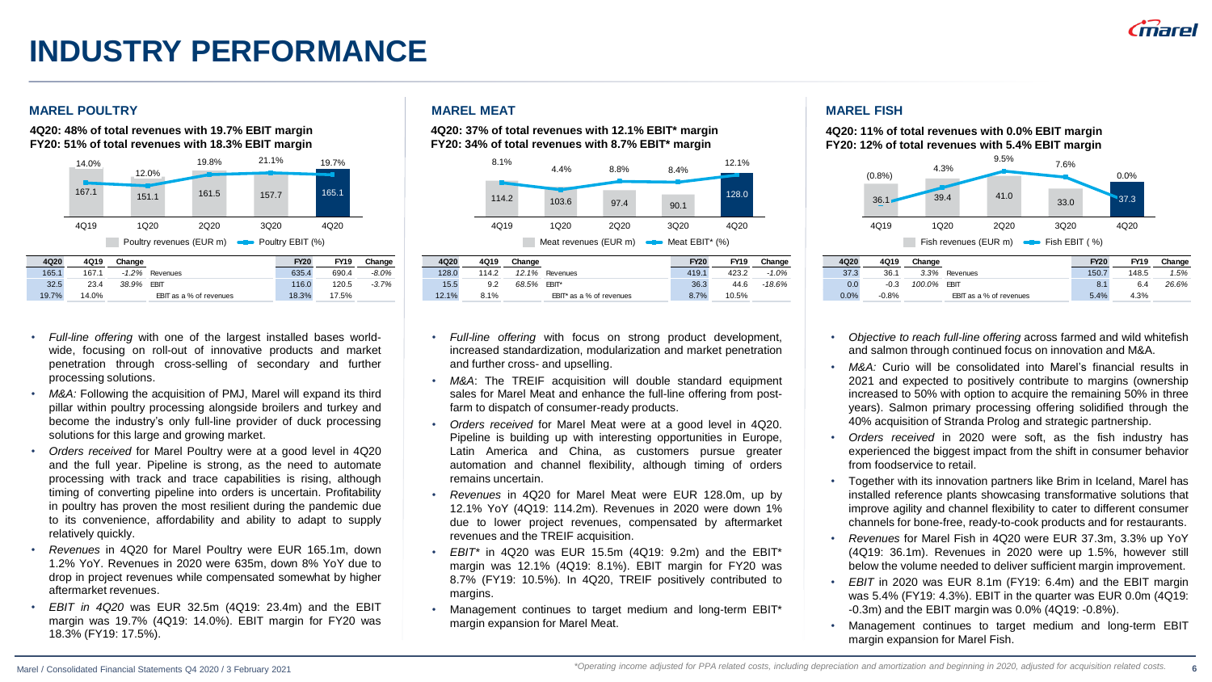# INDUSTRY PERFORMANCE

## MAREL POULTRY

**4Q20: 48% of total revenues with 19.7% EBIT margin**
**FY20: 51% of total revenues with 18.3% EBIT margin**

| | 4Q19 | 1Q20 | 2Q20 | 3Q20 | 4Q20 |
|---|---|---|---|---|---|
| Poultry revenues (EUR m) | 167.1 | 151.1 | 161.5 | 157.7 | 165.1 |
| Poultry EBIT (%) | 14.0% | 12.0% | 19.8% | 21.1% | 19.7% |

| 4Q20 | 4Q19 | Change | | FY20 | FY19 | Change |
|---|---|---|---|---|---|---|
| 165.1 | 167.1 | *-1.2%* | Revenues | 635.4 | 690.4 | *-8.0%* |
| 32.5 | 23.4 | *38.9%* | EBIT | 116.0 | 120.5 | *-3.7%* |
| 19.7% | 14.0% | | EBIT as a % of revenues | 18.3% | 17.5% | |

- *Full-line offering* with one of the largest installed bases world-wide, focusing on roll-out of innovative products and market penetration through cross-selling of secondary and further processing solutions.
- *M&A:* Following the acquisition of PMJ, Marel will expand its third pillar within poultry processing alongside broilers and turkey and become the industry's only full-line provider of duck processing solutions for this large and growing market.
- *Orders received* for Marel Poultry were at a good level in 4Q20 and the full year. Pipeline is strong, as the need to automate processing with track and trace capabilities is rising, although timing of converting pipeline into orders is uncertain. Profitability in poultry has proven the most resilient during the pandemic due to its convenience, affordability and ability to adapt to supply relatively quickly.
- *Revenues* in 4Q20 for Marel Poultry were EUR 165.1m, down 1.2% YoY. Revenues in 2020 were 635m, down 8% YoY due to drop in project revenues while compensated somewhat by higher aftermarket revenues.
- *EBIT in 4Q20* was EUR 32.5m (4Q19: 23.4m) and the EBIT margin was 19.7% (4Q19: 14.0%). EBIT margin for FY20 was 18.3% (FY19: 17.5%).

## MAREL MEAT

**4Q20: 37% of total revenues with 12.1% EBIT* margin**
**FY20: 34% of total revenues with 8.7% EBIT* margin**

| | 4Q19 | 1Q20 | 2Q20 | 3Q20 | 4Q20 |
|---|---|---|---|---|---|
| Meat revenues (EUR m) | 114.2 | 103.6 | 97.4 | 90.1 | 128.0 |
| Meat EBIT* (%) | 8.1% | 4.4% | 8.8% | 8.4% | 12.1% |

| 4Q20 | 4Q19 | Change | | FY20 | FY19 | Change |
|---|---|---|---|---|---|---|
| 128.0 | 114.2 | *12.1%* | Revenues | 419.1 | 423.2 | *-1.0%* |
| 15.5 | 9.2 | *68.5%* | EBIT* | 36.3 | 44.6 | *-18.6%* |
| 12.1% | 8.1% | | EBIT* as a % of revenues | 8.7% | 10.5% | |

- *Full-line offering* with focus on strong product development, increased standardization, modularization and market penetration and further cross- and upselling.
- *M&A*: The TREIF acquisition will double standard equipment sales for Marel Meat and enhance the full-line offering from post-farm to dispatch of consumer-ready products.
- *Orders received* for Marel Meat were at a good level in 4Q20. Pipeline is building up with interesting opportunities in Europe, Latin America and China, as customers pursue greater automation and channel flexibility, although timing of orders remains uncertain.
- *Revenues* in 4Q20 for Marel Meat were EUR 128.0m, up by 12.1% YoY (4Q19: 114.2m). Revenues in 2020 were down 1% due to lower project revenues, compensated by aftermarket revenues and the TREIF acquisition.
- *EBIT** in 4Q20 was EUR 15.5m (4Q19: 9.2m) and the EBIT* margin was 12.1% (4Q19: 8.1%). EBIT margin for FY20 was 8.7% (FY19: 10.5%). In 4Q20, TREIF positively contributed to margins.
- Management continues to target medium and long-term EBIT* margin expansion for Marel Meat.

## MAREL FISH

**4Q20: 11% of total revenues with 0.0% EBIT margin**
**FY20: 12% of total revenues with 5.4% EBIT margin**

| | 4Q19 | 1Q20 | 2Q20 | 3Q20 | 4Q20 |
|---|---|---|---|---|---|
| Fish revenues (EUR m) | 36.1 | 39.4 | 41.0 | 33.0 | 37.3 |
| Fish EBIT (%) | (0.8%) | 4.3% | 9.5% | 7.6% | 0.0% |

| 4Q20 | 4Q19 | Change | | FY20 | FY19 | Change |
|---|---|---|---|---|---|---|
| 37.3 | 36.1 | *3.3%* | Revenues | 150.7 | 148.5 | *1.5%* |
| 0.0 | -0.3 | *100.0%* | EBIT | 8.1 | 6.4 | *26.6%* |
| 0.0% | -0.8% | | EBIT as a % of revenues | 5.4% | 4.3% | |

- *Objective to reach full-line offering* across farmed and wild whitefish and salmon through continued focus on innovation and M&A.
- *M&A:* Curio will be consolidated into Marel's financial results in 2021 and expected to positively contribute to margins (ownership increased to 50% with option to acquire the remaining 50% in three years). Salmon primary processing offering solidified through the 40% acquisition of Stranda Prolog and strategic partnership.
- *Orders received* in 2020 were soft, as the fish industry has experienced the biggest impact from the shift in consumer behavior from foodservice to retail.
- Together with its innovation partners like Brim in Iceland, Marel has installed reference plants showcasing transformative solutions that improve agility and channel flexibility to cater to different consumer channels for bone-free, ready-to-cook products and for restaurants.
- *Revenues* for Marel Fish in 4Q20 were EUR 37.3m, 3.3% up YoY (4Q19: 36.1m). Revenues in 2020 were up 1.5%, however still below the volume needed to deliver sufficient margin improvement.
- *EBIT* in 2020 was EUR 8.1m (FY19: 6.4m) and the EBIT margin was 5.4% (FY19: 4.3%). EBIT in the quarter was EUR 0.0m (4Q19: -0.3m) and the EBIT margin was 0.0% (4Q19: -0.8%).
- Management continues to target medium and long-term EBIT margin expansion for Marel Fish.

*Operating income adjusted for PPA related costs, including depreciation and amortization and beginning in 2020, adjusted for acquisition related costs.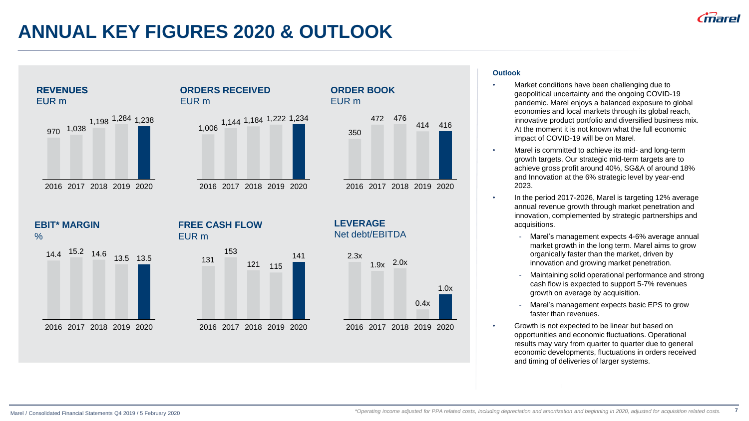# ANNUAL KEY FIGURES 2020 & OUTLOOK

**REVENUES**
EUR m

| 2016 | 2017 | 2018 | 2019 | 2020 |
|---|---|---|---|---|
| 970 | 1,038 | 1,198 | 1,284 | 1,238 |

**ORDERS RECEIVED**
EUR m

| 2016 | 2017 | 2018 | 2019 | 2020 |
|---|---|---|---|---|
| 1,006 | 1,144 | 1,184 | 1,222 | 1,234 |

**ORDER BOOK**
EUR m

| 2016 | 2017 | 2018 | 2019 | 2020 |
|---|---|---|---|---|
| 350 | 472 | 476 | 414 | 416 |

**EBIT* MARGIN**
%

| 2016 | 2017 | 2018 | 2019 | 2020 |
|---|---|---|---|---|
| 14.4 | 15.2 | 14.6 | 13.5 | 13.5 |

**FREE CASH FLOW**
EUR m

| 2016 | 2017 | 2018 | 2019 | 2020 |
|---|---|---|---|---|
| 131 | 153 | 121 | 115 | 141 |

**LEVERAGE**
Net debt/EBITDA

| 2016 | 2017 | 2018 | 2019 | 2020 |
|---|---|---|---|---|
| 2.3x | 1.9x | 2.0x | 0.4x | 1.0x |

**Outlook**

- Market conditions have been challenging due to geopolitical uncertainty and the ongoing COVID-19 pandemic. Marel enjoys a balanced exposure to global economies and local markets through its global reach, innovative product portfolio and diversified business mix. At the moment it is not known what the full economic impact of COVID-19 will be on Marel.
- Marel is committed to achieve its mid- and long-term growth targets. Our strategic mid-term targets are to achieve gross profit around 40%, SG&A of around 18% and Innovation at the 6% strategic level by year-end 2023.
- In the period 2017-2026, Marel is targeting 12% average annual revenue growth through market penetration and innovation, complemented by strategic partnerships and acquisitions.
  - Marel's management expects 4-6% average annual market growth in the long term. Marel aims to grow organically faster than the market, driven by innovation and growing market penetration.
  - Maintaining solid operational performance and strong cash flow is expected to support 5-7% revenues growth on average by acquisition.
  - Marel's management expects basic EPS to grow faster than revenues.
- Growth is not expected to be linear but based on opportunities and economic fluctuations. Operational results may vary from quarter to quarter due to general economic developments, fluctuations in orders received and timing of deliveries of larger systems.

*\*Operating income adjusted for PPA related costs, including depreciation and amortization and beginning in 2020, adjusted for acquisition related costs.*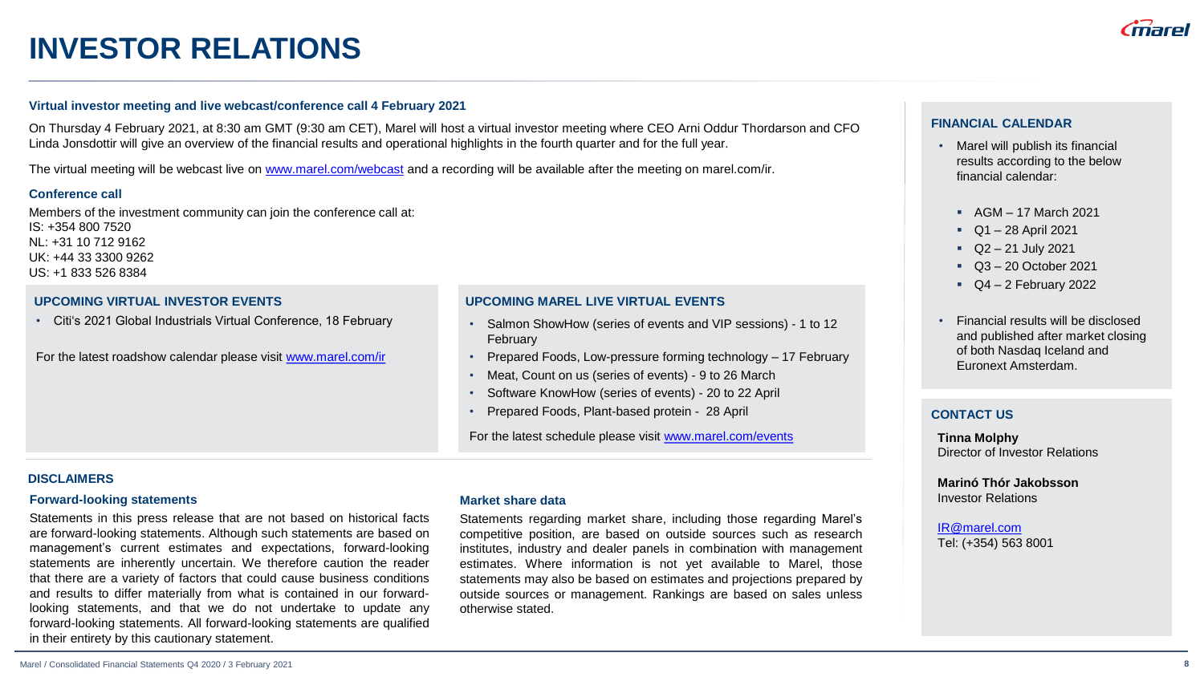# INVESTOR RELATIONS

**Virtual investor meeting and live webcast/conference call 4 February 2021**

On Thursday 4 February 2021, at 8:30 am GMT (9:30 am CET), Marel will host a virtual investor meeting where CEO Arni Oddur Thordarson and CFO Linda Jonsdottir will give an overview of the financial results and operational highlights in the fourth quarter and for the full year.

The virtual meeting will be webcast live on [www.marel.com/webcast](www.marel.com/webcast) and a recording will be available after the meeting on marel.com/ir.

**Conference call**

Members of the investment community can join the conference call at:
IS: +354 800 7520
NL: +31 10 712 9162
UK: +44 33 3300 9262
US: +1 833 526 8384

**UPCOMING VIRTUAL INVESTOR EVENTS**

- Citi's 2021 Global Industrials Virtual Conference, 18 February

For the latest roadshow calendar please visit [www.marel.com/ir](www.marel.com/ir)

**UPCOMING MAREL LIVE VIRTUAL EVENTS**

- Salmon ShowHow (series of events and VIP sessions) - 1 to 12 February
- Prepared Foods, Low-pressure forming technology – 17 February
- Meat, Count on us (series of events) - 9 to 26 March
- Software KnowHow (series of events) - 20 to 22 April
- Prepared Foods, Plant-based protein - 28 April

For the latest schedule please visit [www.marel.com/events](www.marel.com/events)

**DISCLAIMERS**

**Forward-looking statements**

Statements in this press release that are not based on historical facts are forward-looking statements. Although such statements are based on management's current estimates and expectations, forward-looking statements are inherently uncertain. We therefore caution the reader that there are a variety of factors that could cause business conditions and results to differ materially from what is contained in our forward-looking statements, and that we do not undertake to update any forward-looking statements. All forward-looking statements are qualified in their entirety by this cautionary statement.

**Market share data**

Statements regarding market share, including those regarding Marel's competitive position, are based on outside sources such as research institutes, industry and dealer panels in combination with management estimates. Where information is not yet available to Marel, those statements may also be based on estimates and projections prepared by outside sources or management. Rankings are based on sales unless otherwise stated.

**FINANCIAL CALENDAR**

- Marel will publish its financial results according to the below financial calendar:
  - AGM – 17 March 2021
  - Q1 – 28 April 2021
  - Q2 – 21 July 2021
  - Q3 – 20 October 2021
  - Q4 – 2 February 2022
- Financial results will be disclosed and published after market closing of both Nasdaq Iceland and Euronext Amsterdam.

**CONTACT US**

**Tinna Molphy**
Director of Investor Relations

**Marinó Thór Jakobsson**
Investor Relations

[IR@marel.com](mailto:IR@marel.com)
Tel: (+354) 563 8001